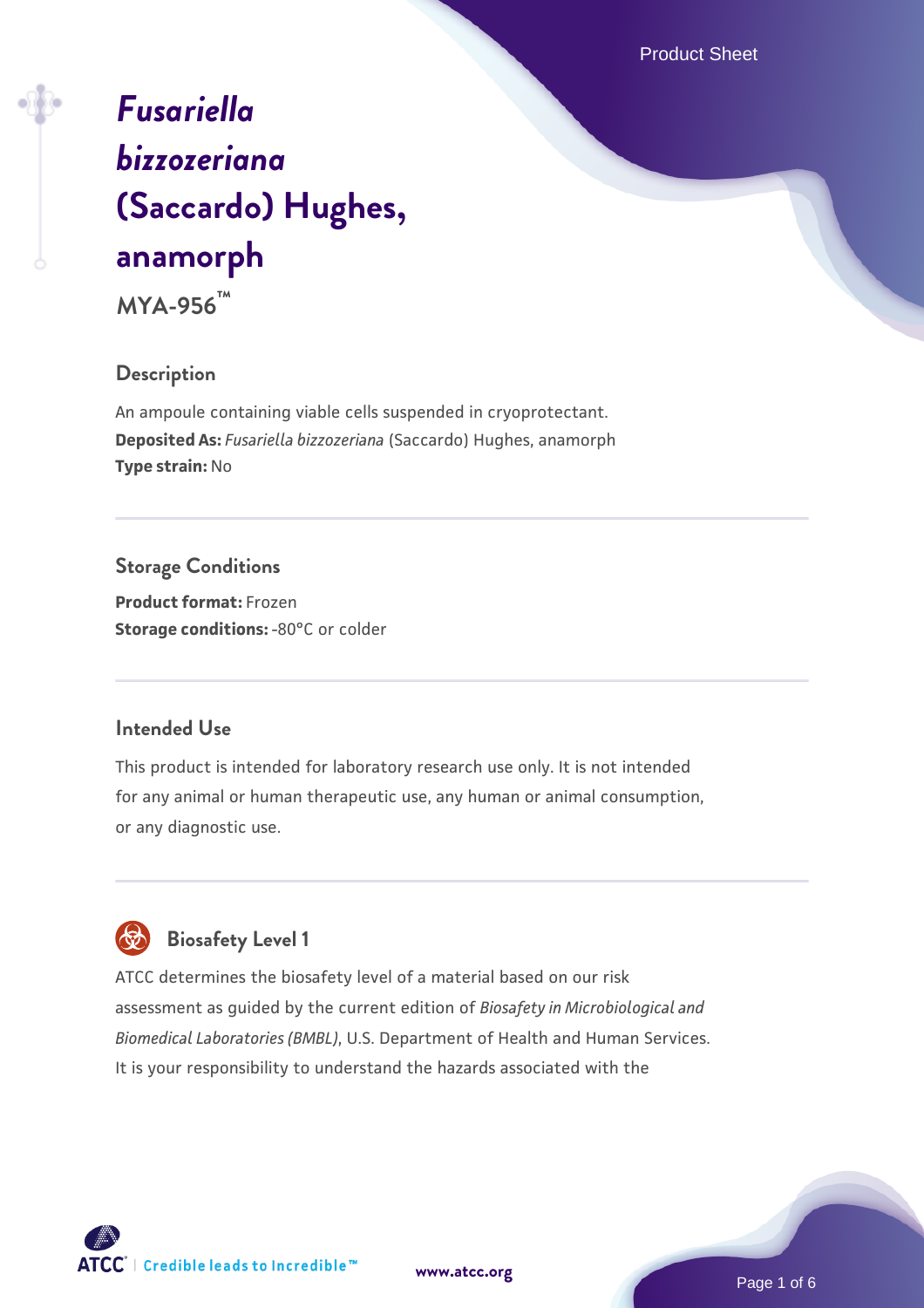# *Fusariella bizzozeriana* (Saccardo) Hughes, anamorph

**MYA-956™**

## Description

An ampoule containing viable cells suspended in cryoprotectant.
**Deposited As:** *Fusariella bizzozeriana* (Saccardo) Hughes, anamorph
**Type strain:** No

## Storage Conditions

**Product format:** Frozen
**Storage conditions:** -80°C or colder

## Intended Use

This product is intended for laboratory research use only. It is not intended for any animal or human therapeutic use, any human or animal consumption, or any diagnostic use.

## Biosafety Level 1

ATCC determines the biosafety level of a material based on our risk assessment as guided by the current edition of *Biosafety in Microbiological and Biomedical Laboratories (BMBL)*, U.S. Department of Health and Human Services. It is your responsibility to understand the hazards associated with the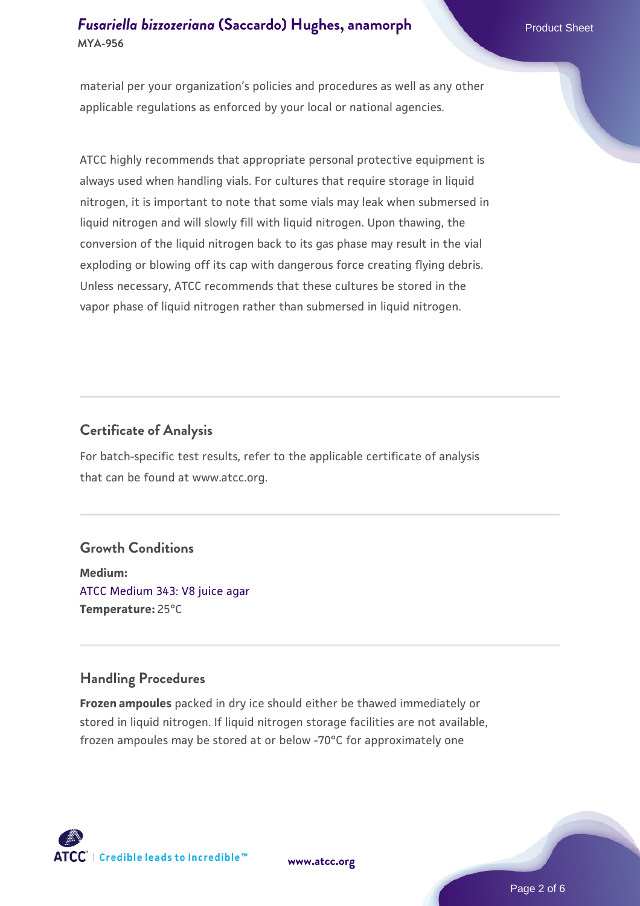material per your organization's policies and procedures as well as any other applicable regulations as enforced by your local or national agencies.

ATCC highly recommends that appropriate personal protective equipment is always used when handling vials. For cultures that require storage in liquid nitrogen, it is important to note that some vials may leak when submersed in liquid nitrogen and will slowly fill with liquid nitrogen. Upon thawing, the conversion of the liquid nitrogen back to its gas phase may result in the vial exploding or blowing off its cap with dangerous force creating flying debris. Unless necessary, ATCC recommends that these cultures be stored in the vapor phase of liquid nitrogen rather than submersed in liquid nitrogen.

## Certificate of Analysis

For batch-specific test results, refer to the applicable certificate of analysis that can be found at www.atcc.org.

## Growth Conditions

**Medium:**
ATCC Medium 343: V8 juice agar
**Temperature:** 25°C

## Handling Procedures

**Frozen ampoules** packed in dry ice should either be thawed immediately or stored in liquid nitrogen. If liquid nitrogen storage facilities are not available, frozen ampoules may be stored at or below -70°C for approximately one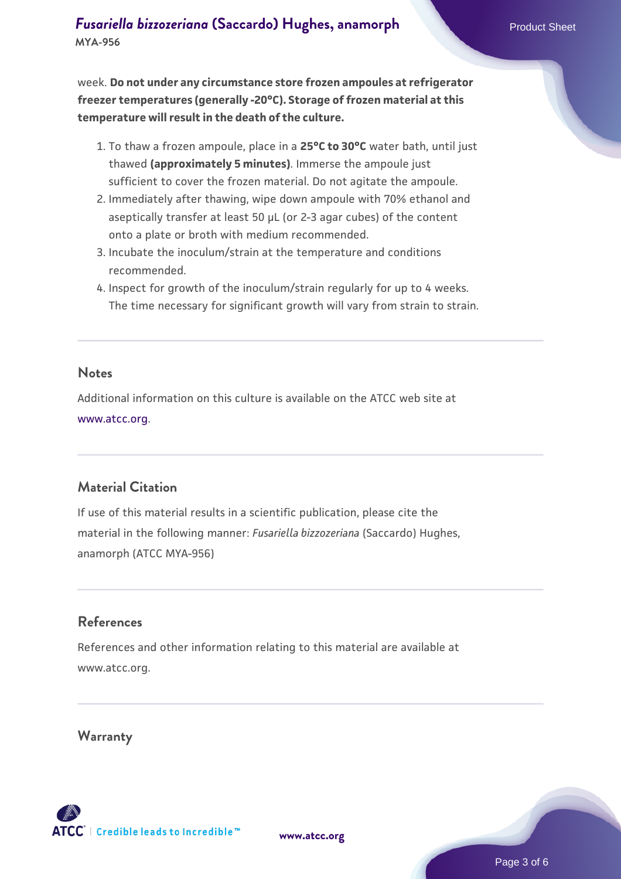week. **Do not under any circumstance store frozen ampoules at refrigerator freezer temperatures (generally -20°C). Storage of frozen material at this temperature will result in the death of the culture.**

1. To thaw a frozen ampoule, place in a **25°C to 30°C** water bath, until just thawed **(approximately 5 minutes)**. Immerse the ampoule just sufficient to cover the frozen material. Do not agitate the ampoule.
2. Immediately after thawing, wipe down ampoule with 70% ethanol and aseptically transfer at least 50 µL (or 2-3 agar cubes) of the content onto a plate or broth with medium recommended.
3. Incubate the inoculum/strain at the temperature and conditions recommended.
4. Inspect for growth of the inoculum/strain regularly for up to 4 weeks. The time necessary for significant growth will vary from strain to strain.

## Notes

Additional information on this culture is available on the ATCC web site at www.atcc.org.

## Material Citation

If use of this material results in a scientific publication, please cite the material in the following manner: *Fusariella bizzozeriana* (Saccardo) Hughes, anamorph (ATCC MYA-956)

## References

References and other information relating to this material are available at www.atcc.org.

## Warranty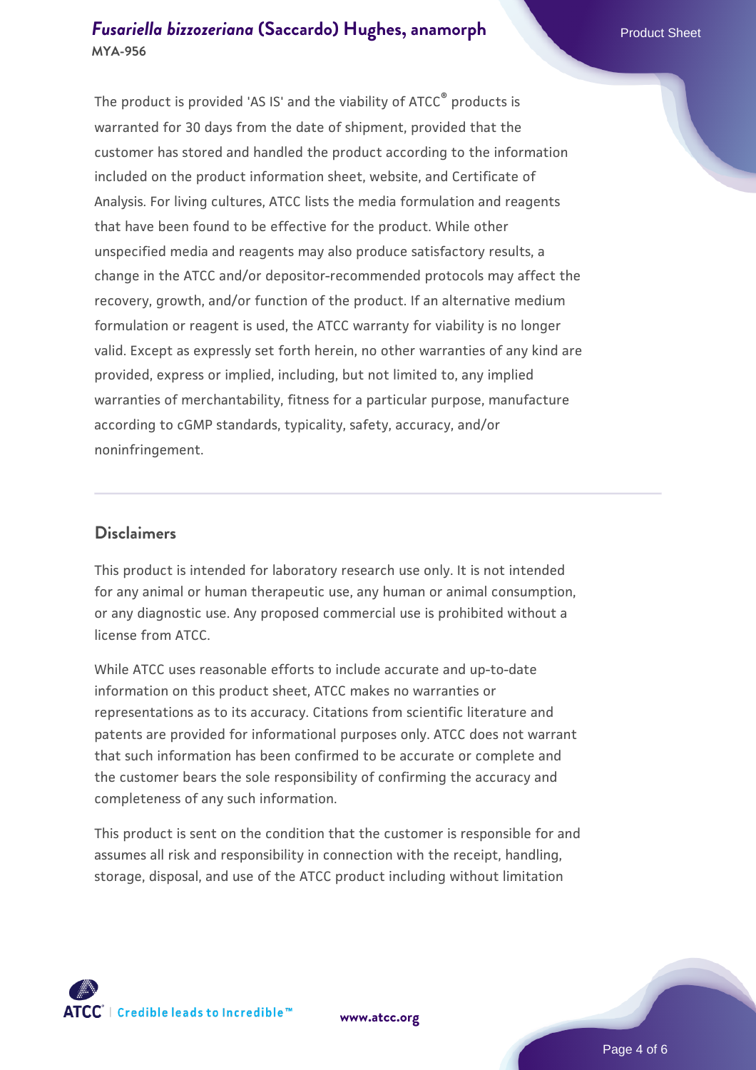The product is provided 'AS IS' and the viability of ATCC® products is warranted for 30 days from the date of shipment, provided that the customer has stored and handled the product according to the information included on the product information sheet, website, and Certificate of Analysis. For living cultures, ATCC lists the media formulation and reagents that have been found to be effective for the product. While other unspecified media and reagents may also produce satisfactory results, a change in the ATCC and/or depositor-recommended protocols may affect the recovery, growth, and/or function of the product. If an alternative medium formulation or reagent is used, the ATCC warranty for viability is no longer valid. Except as expressly set forth herein, no other warranties of any kind are provided, express or implied, including, but not limited to, any implied warranties of merchantability, fitness for a particular purpose, manufacture according to cGMP standards, typicality, safety, accuracy, and/or noninfringement.

## Disclaimers

This product is intended for laboratory research use only. It is not intended for any animal or human therapeutic use, any human or animal consumption, or any diagnostic use. Any proposed commercial use is prohibited without a license from ATCC.

While ATCC uses reasonable efforts to include accurate and up-to-date information on this product sheet, ATCC makes no warranties or representations as to its accuracy. Citations from scientific literature and patents are provided for informational purposes only. ATCC does not warrant that such information has been confirmed to be accurate or complete and the customer bears the sole responsibility of confirming the accuracy and completeness of any such information.

This product is sent on the condition that the customer is responsible for and assumes all risk and responsibility in connection with the receipt, handling, storage, disposal, and use of the ATCC product including without limitation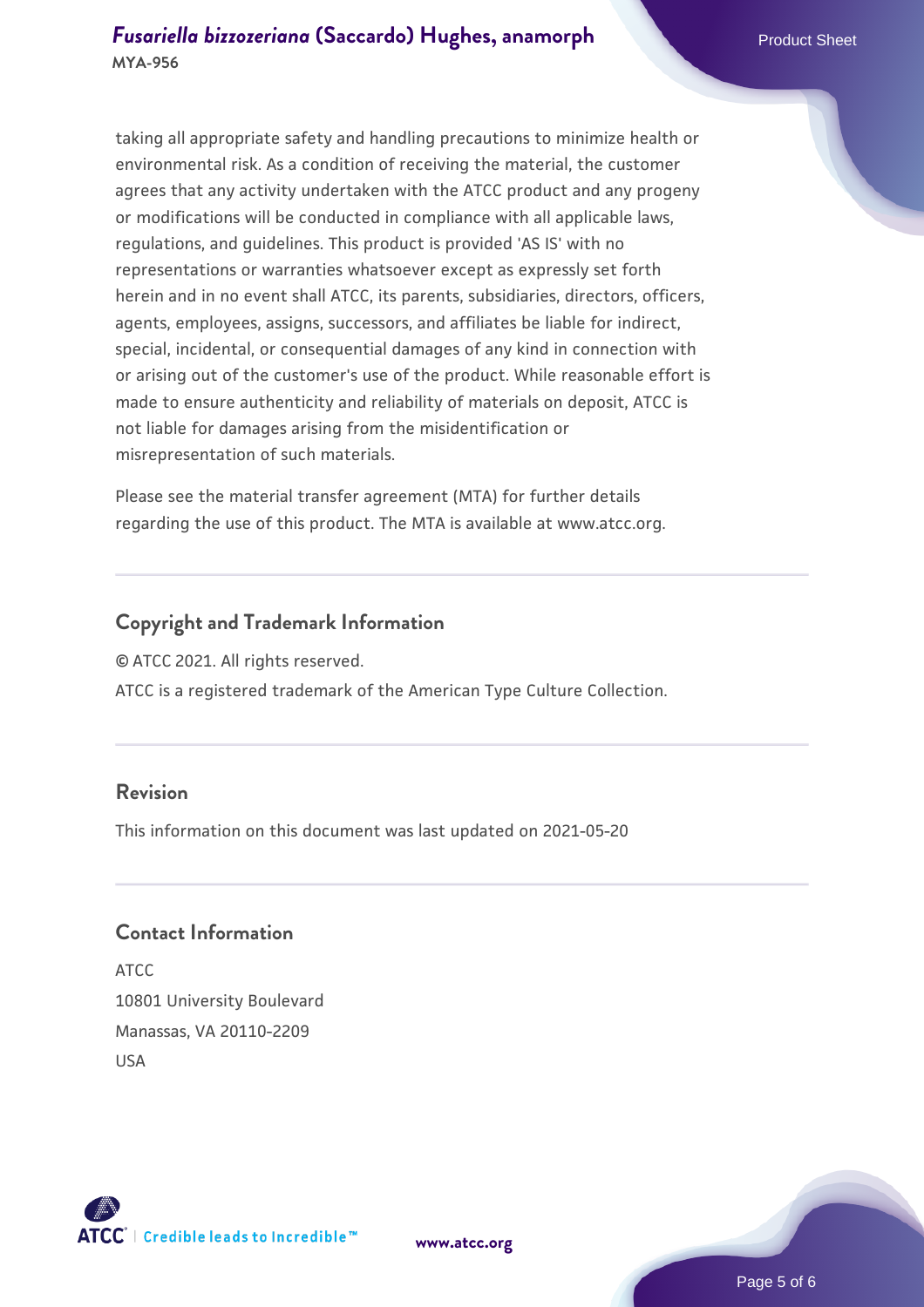taking all appropriate safety and handling precautions to minimize health or environmental risk. As a condition of receiving the material, the customer agrees that any activity undertaken with the ATCC product and any progeny or modifications will be conducted in compliance with all applicable laws, regulations, and guidelines. This product is provided 'AS IS' with no representations or warranties whatsoever except as expressly set forth herein and in no event shall ATCC, its parents, subsidiaries, directors, officers, agents, employees, assigns, successors, and affiliates be liable for indirect, special, incidental, or consequential damages of any kind in connection with or arising out of the customer's use of the product. While reasonable effort is made to ensure authenticity and reliability of materials on deposit, ATCC is not liable for damages arising from the misidentification or misrepresentation of such materials.

Please see the material transfer agreement (MTA) for further details regarding the use of this product. The MTA is available at www.atcc.org.

## Copyright and Trademark Information

© ATCC 2021. All rights reserved.

ATCC is a registered trademark of the American Type Culture Collection.

## Revision

This information on this document was last updated on 2021-05-20

## Contact Information

ATCC
10801 University Boulevard
Manassas, VA 20110-2209
USA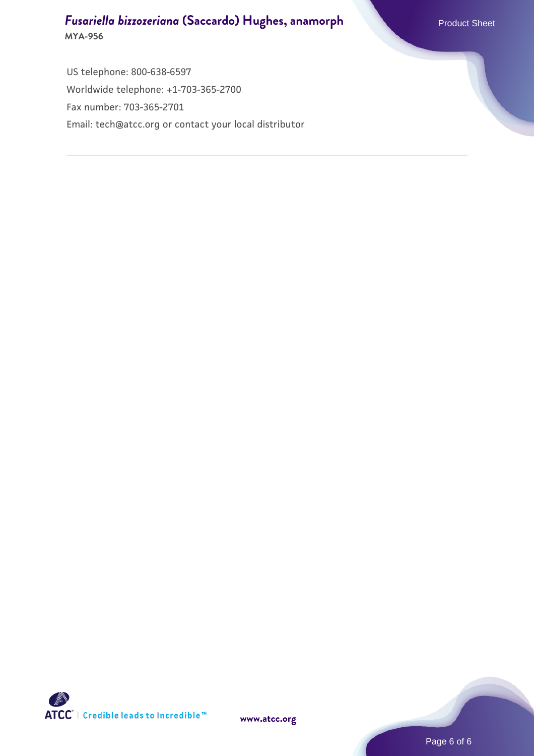US telephone: 800-638-6597

Worldwide telephone: +1-703-365-2700

Fax number: 703-365-2701

Email: tech@atcc.org or contact your local distributor